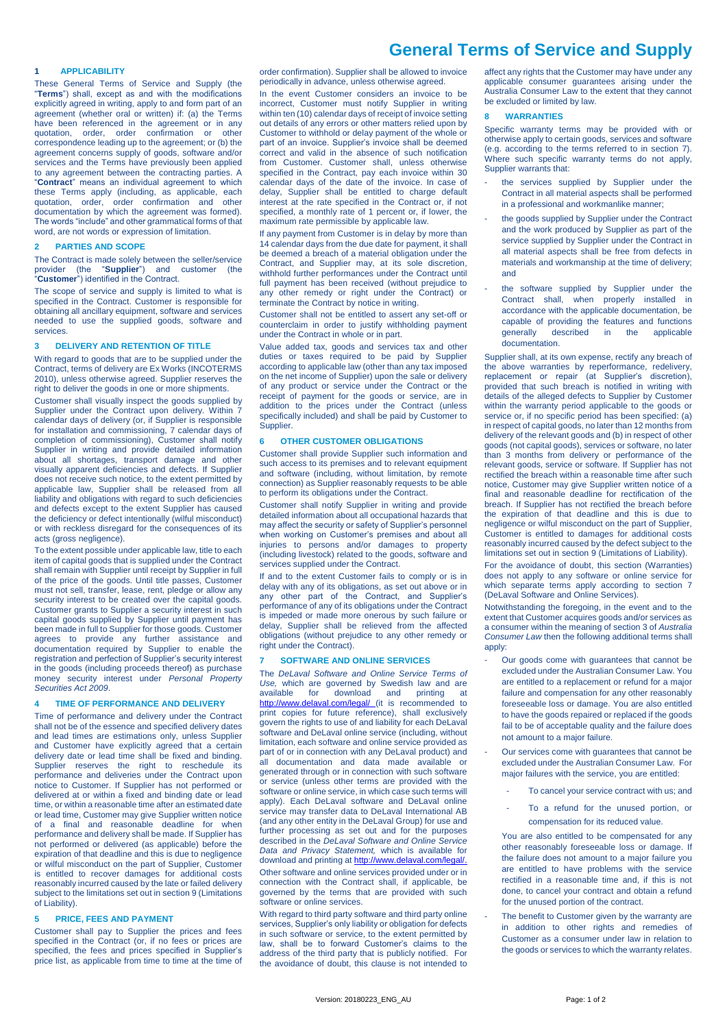# General Terms of Service and Supply

## 1 APPLICABILITY

These General Terms of Service and Supply (the "**Terms**") shall, except as and with the modifications explicitly agreed in writing, apply to and form part of an agreement (whether oral or written) if: (a) the Terms have been referenced in the agreement or in any quotation, order, order confirmation or other correspondence leading up to the agreement; or (b) the agreement concerns supply of goods, software and/or services and the Terms have previously been applied to any agreement between the contracting parties. A "**Contract**" means an individual agreement to which these Terms apply (including, as applicable, each quotation, order, order confirmation and other documentation by which the agreement was formed). The words "include" and other grammatical forms of that word, are not words or expression of limitation.

## 2 PARTIES AND SCOPE

The Contract is made solely between the seller/service provider (the "**Supplier**") and customer (the "**Customer**") identified in the Contract.

The scope of service and supply is limited to what is specified in the Contract. Customer is responsible for obtaining all ancillary equipment, software and services needed to use the supplied goods, software and services.

## 3 DELIVERY AND RETENTION OF TITLE

With regard to goods that are to be supplied under the Contract, terms of delivery are Ex Works (INCOTERMS 2010), unless otherwise agreed. Supplier reserves the right to deliver the goods in one or more shipments.

Customer shall visually inspect the goods supplied by Supplier under the Contract upon delivery. Within 7 calendar days of delivery (or, if Supplier is responsible for installation and commissioning, 7 calendar days of completion of commissioning), Customer shall notify Supplier in writing and provide detailed information about all shortages, transport damage and other visually apparent deficiencies and defects. If Supplier does not receive such notice, to the extent permitted by applicable law, Supplier shall be released from all liability and obligations with regard to such deficiencies and defects except to the extent Supplier has caused the deficiency or defect intentionally (wilful misconduct) or with reckless disregard for the consequences of its acts (gross negligence).

To the extent possible under applicable law, title to each item of capital goods that is supplied under the Contract shall remain with Supplier until receipt by Supplier in full of the price of the goods. Until title passes, Customer must not sell, transfer, lease, rent, pledge or allow any security interest to be created over the capital goods. Customer grants to Supplier a security interest in such capital goods supplied by Supplier until payment has been made in full to Supplier for those goods. Customer agrees to provide any further assistance and documentation required by Supplier to enable the registration and perfection of Supplier's security interest in the goods (including proceeds thereof) as purchase money security interest under *Personal Property Securities Act 2009*.

## 4 TIME OF PERFORMANCE AND DELIVERY

Time of performance and delivery under the Contract shall not be of the essence and specified delivery dates and lead times are estimations only, unless Supplier and Customer have explicitly agreed that a certain delivery date or lead time shall be fixed and binding. Supplier reserves the right to reschedule its performance and deliveries under the Contract upon notice to Customer. If Supplier has not performed or delivered at or within a fixed and binding date or lead time, or within a reasonable time after an estimated date or lead time, Customer may give Supplier written notice of a final and reasonable deadline for when performance and delivery shall be made. If Supplier has not performed or delivered (as applicable) before the expiration of that deadline and this is due to negligence or wilful misconduct on the part of Supplier, Customer is entitled to recover damages for additional costs reasonably incurred caused by the late or failed delivery subject to the limitations set out in section 9 (Limitations of Liability).

## 5 PRICE, FEES AND PAYMENT

Customer shall pay to Supplier the prices and fees specified in the Contract (or, if no fees or prices are specified, the fees and prices specified in Supplier's price list, as applicable from time to time at the time of order confirmation). Supplier shall be allowed to invoice periodically in advance, unless otherwise agreed.

In the event Customer considers an invoice to be incorrect, Customer must notify Supplier in writing within ten (10) calendar days of receipt of invoice setting out details of any errors or other matters relied upon by Customer to withhold or delay payment of the whole or part of an invoice. Supplier's invoice shall be deemed correct and valid in the absence of such notification from Customer. Customer shall, unless otherwise specified in the Contract, pay each invoice within 30 calendar days of the date of the invoice. In case of delay, Supplier shall be entitled to charge default interest at the rate specified in the Contract or, if not specified, a monthly rate of 1 percent or, if lower, the maximum rate permissible by applicable law.

If any payment from Customer is in delay by more than 14 calendar days from the due date for payment, it shall be deemed a breach of a material obligation under the Contract, and Supplier may, at its sole discretion, withhold further performances under the Contract until full payment has been received (without prejudice to any other remedy or right under the Contract) or terminate the Contract by notice in writing.

Customer shall not be entitled to assert any set-off or counterclaim in order to justify withholding payment under the Contract in whole or in part.

Value added tax, goods and services tax and other duties or taxes required to be paid by Supplier according to applicable law (other than any tax imposed on the net income of Supplier) upon the sale or delivery of any product or service under the Contract or the receipt of payment for the goods or service, are in addition to the prices under the Contract (unless specifically included) and shall be paid by Customer to Supplier.

## 6 OTHER CUSTOMER OBLIGATIONS

Customer shall provide Supplier such information and such access to its premises and to relevant equipment and software (including, without limitation, by remote connection) as Supplier reasonably requests to be able to perform its obligations under the Contract.

Customer shall notify Supplier in writing and provide detailed information about all occupational hazards that may affect the security or safety of Supplier's personnel when working on Customer's premises and about all injuries to persons and/or damages to property (including livestock) related to the goods, software and services supplied under the Contract.

If and to the extent Customer fails to comply or is in delay with any of its obligations, as set out above or in any other part of the Contract, and Supplier's performance of any of its obligations under the Contract is impeded or made more onerous by such failure or delay, Supplier shall be relieved from the affected obligations (without prejudice to any other remedy or right under the Contract).

## 7 SOFTWARE AND ONLINE SERVICES

The *DeLaval Software and Online Service Terms of Use,* which are governed by Swedish law and are available for download and printing at http://www.delaval.com/legal/ (it is recommended to print copies for future reference), shall exclusively govern the rights to use of and liability for each DeLaval software and DeLaval online service (including, without limitation, each software and online service provided as part of or in connection with any DeLaval product) and all documentation and data made available or generated through or in connection with such software or service (unless other terms are provided with the software or online service, in which case such terms will apply). Each DeLaval software and DeLaval online service may transfer data to DeLaval International AB (and any other entity in the DeLaval Group) for use and further processing as set out and for the purposes described in the *DeLaval Software and Online Service Data and Privacy Statement,* which is available for download and printing at http://www.delaval.com/legal/.

Other software and online services provided under or in connection with the Contract shall, if applicable, be governed by the terms that are provided with such software or online services.

With regard to third party software and third party online services, Supplier's only liability or obligation for defects in such software or service, to the extent permitted by law, shall be to forward Customer's claims to the address of the third party that is publicly notified. For the avoidance of doubt, this clause is not intended to affect any rights that the Customer may have under any applicable consumer guarantees arising under the Australia Consumer Law to the extent that they cannot be excluded or limited by law.

## 8 WARRANTIES

Specific warranty terms may be provided with or otherwise apply to certain goods, services and software (e.g. according to the terms referred to in section 7). Where such specific warranty terms do not apply, Supplier warrants that:

- the services supplied by Supplier under the Contract in all material aspects shall be performed in a professional and workmanlike manner;
- the goods supplied by Supplier under the Contract and the work produced by Supplier as part of the service supplied by Supplier under the Contract in all material aspects shall be free from defects in materials and workmanship at the time of delivery; and
- the software supplied by Supplier under the Contract shall, when properly installed in accordance with the applicable documentation, be capable of providing the features and functions generally described in the applicable documentation.

Supplier shall, at its own expense, rectify any breach of the above warranties by reperformance, redelivery, replacement or repair (at Supplier's discretion), provided that such breach is notified in writing with details of the alleged defects to Supplier by Customer within the warranty period applicable to the goods or service or, if no specific period has been specified: (a) in respect of capital goods, no later than 12 months from delivery of the relevant goods and (b) in respect of other goods (not capital goods), services or software, no later than 3 months from delivery or performance of the relevant goods, service or software. If Supplier has not rectified the breach within a reasonable time after such notice, Customer may give Supplier written notice of a final and reasonable deadline for rectification of the breach. If Supplier has not rectified the breach before the expiration of that deadline and this is due to negligence or wilful misconduct on the part of Supplier, Customer is entitled to damages for additional costs reasonably incurred caused by the defect subject to the limitations set out in section 9 (Limitations of Liability).

For the avoidance of doubt, this section (Warranties) does not apply to any software or online service for which separate terms apply according to section 7 (DeLaval Software and Online Services).

Notwithstanding the foregoing, in the event and to the extent that Customer acquires goods and/or services as a consumer within the meaning of section 3 of *Australia Consumer Law* then the following additional terms shall apply:

- Our goods come with guarantees that cannot be excluded under the Australian Consumer Law. You are entitled to a replacement or refund for a major failure and compensation for any other reasonably foreseeable loss or damage. You are also entitled to have the goods repaired or replaced if the goods fail to be of acceptable quality and the failure does not amount to a major failure.
- Our services come with guarantees that cannot be excluded under the Australian Consumer Law. For major failures with the service, you are entitled:
  - To cancel your service contract with us; and
  - To a refund for the unused portion, or compensation for its reduced value.

  You are also entitled to be compensated for any other reasonably foreseeable loss or damage. If the failure does not amount to a major failure you are entitled to have problems with the service rectified in a reasonable time and, if this is not done, to cancel your contract and obtain a refund for the unused portion of the contract.
- The benefit to Customer given by the warranty are in addition to other rights and remedies of Customer as a consumer under law in relation to the goods or services to which the warranty relates.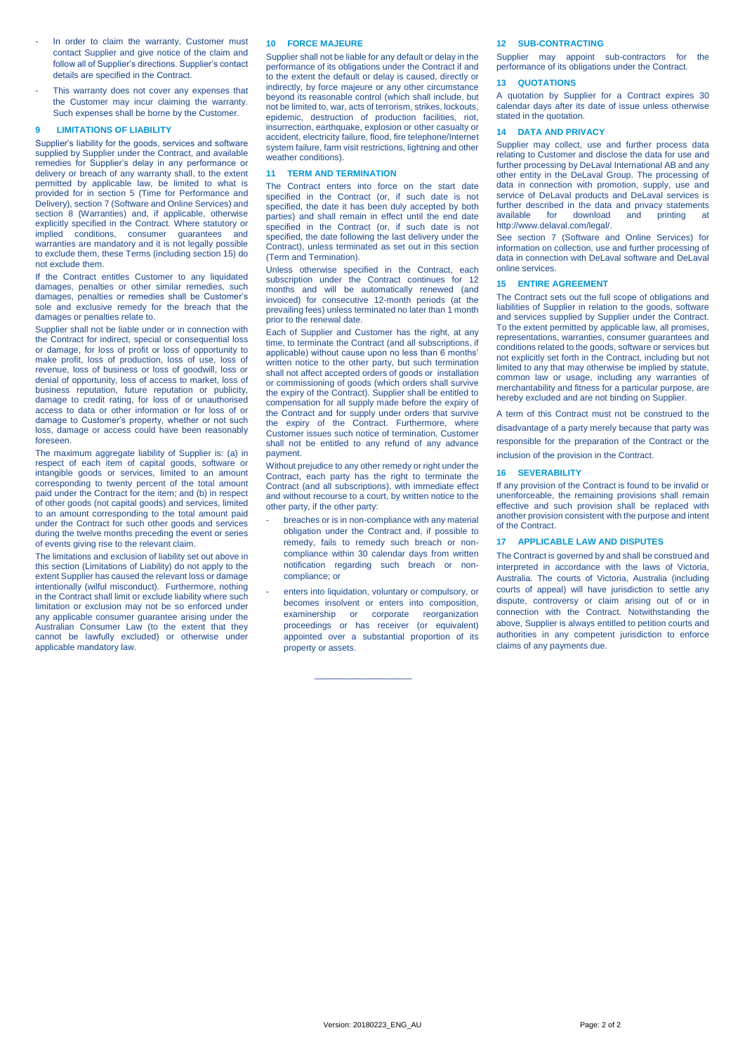- In order to claim the warranty, Customer must contact Supplier and give notice of the claim and follow all of Supplier's directions. Supplier's contact details are specified in the Contract.
- This warranty does not cover any expenses that the Customer may incur claiming the warranty. Such expenses shall be borne by the Customer.

## 9 LIMITATIONS OF LIABILITY

Supplier's liability for the goods, services and software supplied by Supplier under the Contract, and available remedies for Supplier's delay in any performance or delivery or breach of any warranty shall, to the extent permitted by applicable law, be limited to what is provided for in section 5 (Time for Performance and Delivery), section 7 (Software and Online Services) and section 8 (Warranties) and, if applicable, otherwise explicitly specified in the Contract. Where statutory or implied conditions, consumer guarantees and warranties are mandatory and it is not legally possible to exclude them, these Terms (including section 15) do not exclude them.

If the Contract entitles Customer to any liquidated damages, penalties or other similar remedies, such damages, penalties or remedies shall be Customer's sole and exclusive remedy for the breach that the damages or penalties relate to.

Supplier shall not be liable under or in connection with the Contract for indirect, special or consequential loss or damage, for loss of profit or loss of opportunity to make profit, loss of production, loss of use, loss of revenue, loss of business or loss of goodwill, loss or denial of opportunity, loss of access to market, loss of business reputation, future reputation or publicity, damage to credit rating, for loss of or unauthorised access to data or other information or for loss of or damage to Customer's property, whether or not such loss, damage or access could have been reasonably foreseen.

The maximum aggregate liability of Supplier is: (a) in respect of each item of capital goods, software or intangible goods or services, limited to an amount corresponding to twenty percent of the total amount paid under the Contract for the item; and (b) in respect of other goods (not capital goods) and services, limited to an amount corresponding to the total amount paid under the Contract for such other goods and services during the twelve months preceding the event or series of events giving rise to the relevant claim.

The limitations and exclusion of liability set out above in this section (Limitations of Liability) do not apply to the extent Supplier has caused the relevant loss or damage intentionally (wilful misconduct). Furthermore, nothing in the Contract shall limit or exclude liability where such limitation or exclusion may not be so enforced under any applicable consumer guarantee arising under the Australian Consumer Law (to the extent that they cannot be lawfully excluded) or otherwise under applicable mandatory law.

## 10 FORCE MAJEURE

Supplier shall not be liable for any default or delay in the performance of its obligations under the Contract if and to the extent the default or delay is caused, directly or indirectly, by force majeure or any other circumstance beyond its reasonable control (which shall include, but not be limited to, war, acts of terrorism, strikes, lockouts, epidemic, destruction of production facilities, riot, insurrection, earthquake, explosion or other casualty or accident, electricity failure, flood, fire telephone/Internet system failure, farm visit restrictions, lightning and other weather conditions).

## 11 TERM AND TERMINATION

The Contract enters into force on the start date specified in the Contract (or, if such date is not specified, the date it has been duly accepted by both parties) and shall remain in effect until the end date specified in the Contract (or, if such date is not specified, the date following the last delivery under the Contract), unless terminated as set out in this section (Term and Termination).

Unless otherwise specified in the Contract, each subscription under the Contract continues for 12 months and will be automatically renewed (and invoiced) for consecutive 12-month periods (at the prevailing fees) unless terminated no later than 1 month prior to the renewal date.

Each of Supplier and Customer has the right, at any time, to terminate the Contract (and all subscriptions, if applicable) without cause upon no less than 6 months' written notice to the other party, but such termination shall not affect accepted orders of goods or installation or commissioning of goods (which orders shall survive the expiry of the Contract). Supplier shall be entitled to compensation for all supply made before the expiry of the Contract and for supply under orders that survive the expiry of the Contract. Furthermore, where Customer issues such notice of termination, Customer shall not be entitled to any refund of any advance payment.

Without prejudice to any other remedy or right under the Contract, each party has the right to terminate the Contract (and all subscriptions), with immediate effect and without recourse to a court, by written notice to the other party, if the other party:

- breaches or is in non-compliance with any material obligation under the Contract and, if possible to remedy, fails to remedy such breach or non-compliance within 30 calendar days from written notification regarding such breach or non-compliance; or
- enters into liquidation, voluntary or compulsory, or becomes insolvent or enters into composition, examinership or corporate reorganization proceedings or has receiver (or equivalent) appointed over a substantial proportion of its property or assets.

## 12 SUB-CONTRACTING

Supplier may appoint sub-contractors for the performance of its obligations under the Contract.

## 13 QUOTATIONS

A quotation by Supplier for a Contract expires 30 calendar days after its date of issue unless otherwise stated in the quotation.

## 14 DATA AND PRIVACY

Supplier may collect, use and further process data relating to Customer and disclose the data for use and further processing by DeLaval International AB and any other entity in the DeLaval Group. The processing of data in connection with promotion, supply, use and service of DeLaval products and DeLaval services is further described in the data and privacy statements available for download and printing at http://www.delaval.com/legal/.

See section 7 (Software and Online Services) for information on collection, use and further processing of data in connection with DeLaval software and DeLaval online services.

## 15 ENTIRE AGREEMENT

The Contract sets out the full scope of obligations and liabilities of Supplier in relation to the goods, software and services supplied by Supplier under the Contract. To the extent permitted by applicable law, all promises, representations, warranties, consumer guarantees and conditions related to the goods, software or services but not explicitly set forth in the Contract, including but not limited to any that may otherwise be implied by statute, common law or usage, including any warranties of merchantability and fitness for a particular purpose, are hereby excluded and are not binding on Supplier.

A term of this Contract must not be construed to the disadvantage of a party merely because that party was responsible for the preparation of the Contract or the inclusion of the provision in the Contract.

## 16 SEVERABILITY

If any provision of the Contract is found to be invalid or unenforceable, the remaining provisions shall remain effective and such provision shall be replaced with another provision consistent with the purpose and intent of the Contract.

## 17 APPLICABLE LAW AND DISPUTES

The Contract is governed by and shall be construed and interpreted in accordance with the laws of Victoria, Australia. The courts of Victoria, Australia (including courts of appeal) will have jurisdiction to settle any dispute, controversy or claim arising out of or in connection with the Contract. Notwithstanding the above, Supplier is always entitled to petition courts and authorities in any competent jurisdiction to enforce claims of any payments due.

---

Version: 20180223_ENG_AU